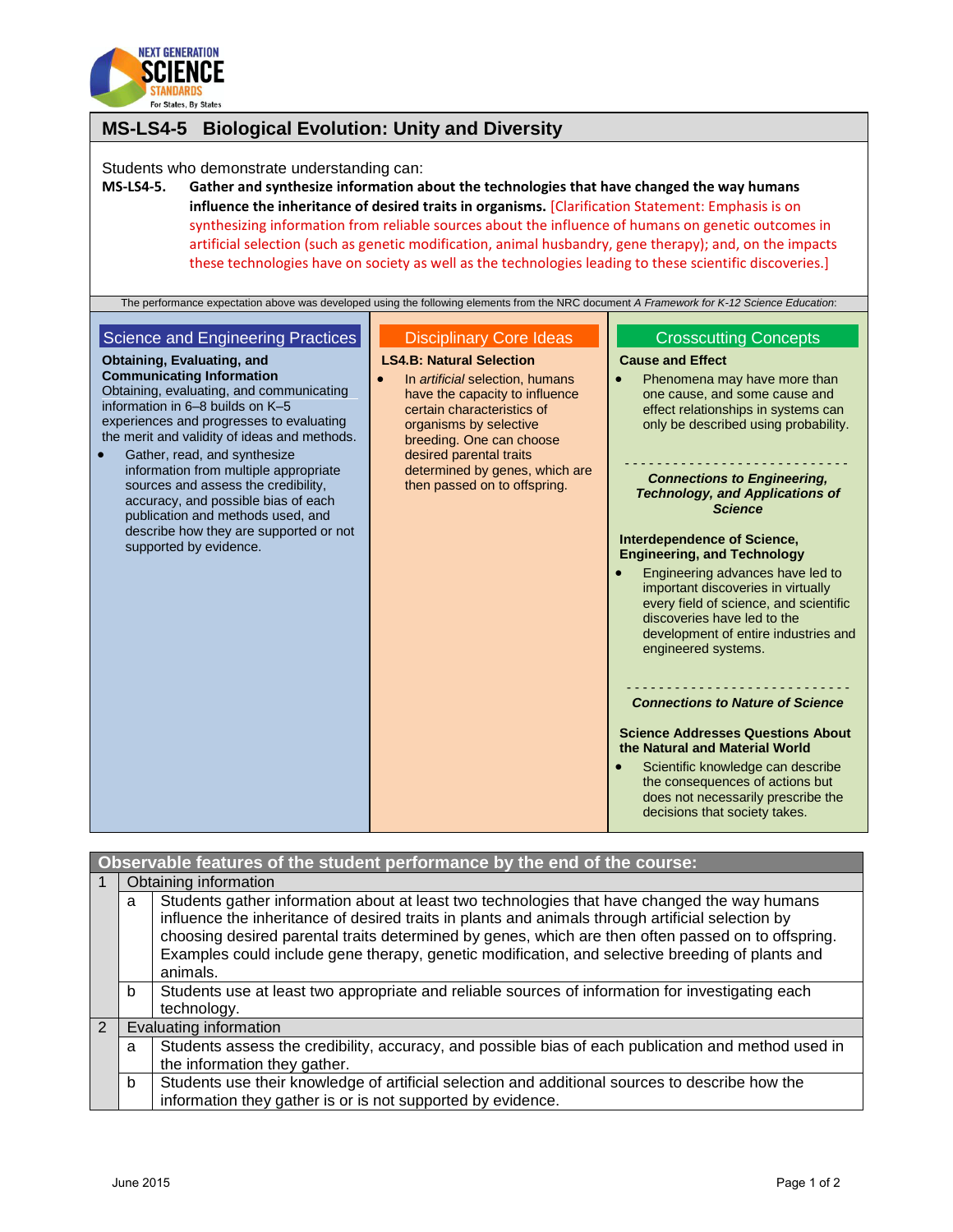## MS-LS4-5 Biological Evolution: Unity and Diversity

Students who demonstrate understanding can:

**MS-LS4-5. Gather and synthesize information about the technologies that have changed the way humans influence the inheritance of desired traits in organisms.** [Clarification Statement: Emphasis is on synthesizing information from reliable sources about the influence of humans on genetic outcomes in artificial selection (such as genetic modification, animal husbandry, gene therapy); and, on the impacts these technologies have on society as well as the technologies leading to these scientific discoveries.]

The performance expectation above was developed using the following elements from the NRC document *A Framework for K-12 Science Education*:

### Science and Engineering Practices

**Obtaining, Evaluating, and Communicating Information**

Obtaining, evaluating, and communicating information in 6–8 builds on K–5 experiences and progresses to evaluating the merit and validity of ideas and methods.

- Gather, read, and synthesize information from multiple appropriate sources and assess the credibility, accuracy, and possible bias of each publication and methods used, and describe how they are supported or not supported by evidence.

### Disciplinary Core Ideas

**LS4.B: Natural Selection**

- In *artificial* selection, humans have the capacity to influence certain characteristics of organisms by selective breeding. One can choose desired parental traits determined by genes, which are then passed on to offspring.

### Crosscutting Concepts

**Cause and Effect**

- Phenomena may have more than one cause, and some cause and effect relationships in systems can only be described using probability.

---

***Connections to Engineering, Technology, and Applications of Science***

**Interdependence of Science, Engineering, and Technology**

- Engineering advances have led to important discoveries in virtually every field of science, and scientific discoveries have led to the development of entire industries and engineered systems.

---

***Connections to Nature of Science***

**Science Addresses Questions About the Natural and Material World**

- Scientific knowledge can describe the consequences of actions but does not necessarily prescribe the decisions that society takes.

| Observable features of the student performance by the end of the course: | | |
|---|---|---|
| 1 | Obtaining information | |
| | a | Students gather information about at least two technologies that have changed the way humans influence the inheritance of desired traits in plants and animals through artificial selection by choosing desired parental traits determined by genes, which are then often passed on to offspring. Examples could include gene therapy, genetic modification, and selective breeding of plants and animals. |
| | b | Students use at least two appropriate and reliable sources of information for investigating each technology. |
| 2 | Evaluating information | |
| | a | Students assess the credibility, accuracy, and possible bias of each publication and method used in the information they gather. |
| | b | Students use their knowledge of artificial selection and additional sources to describe how the information they gather is or is not supported by evidence. |

June 2015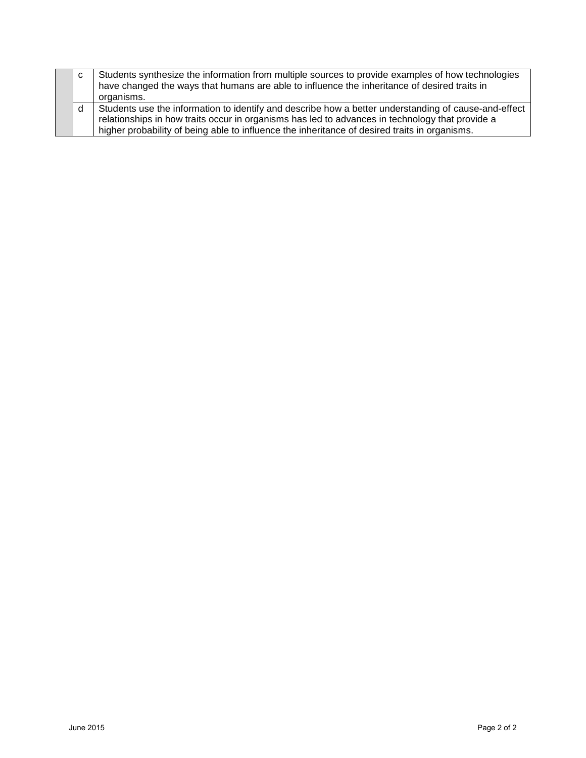| | | |
|---|---|---|
| | c | Students synthesize the information from multiple sources to provide examples of how technologies have changed the ways that humans are able to influence the inheritance of desired traits in organisms. |
| | d | Students use the information to identify and describe how a better understanding of cause-and-effect relationships in how traits occur in organisms has led to advances in technology that provide a higher probability of being able to influence the inheritance of desired traits in organisms. |

June 2015